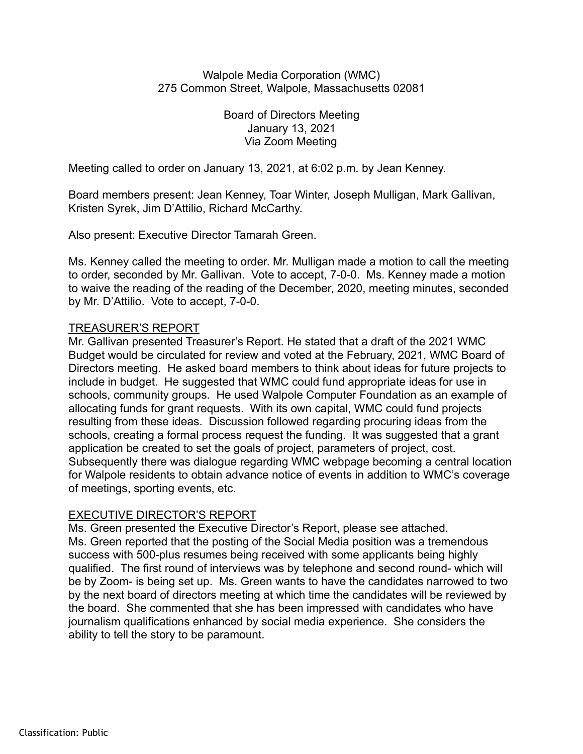Walpole Media Corporation (WMC)
275 Common Street, Walpole, Massachusetts 02081

Board of Directors Meeting
January 13, 2021
Via Zoom Meeting

Meeting called to order on January 13, 2021, at 6:02 p.m. by Jean Kenney.

Board members present: Jean Kenney, Toar Winter, Joseph Mulligan, Mark Gallivan, Kristen Syrek, Jim D'Attilio, Richard McCarthy.

Also present: Executive Director Tamarah Green.

Ms. Kenney called the meeting to order. Mr. Mulligan made a motion to call the meeting to order, seconded by Mr. Gallivan. Vote to accept, 7-0-0. Ms. Kenney made a motion to waive the reading of the reading of the December, 2020, meeting minutes, seconded by Mr. D'Attilio. Vote to accept, 7-0-0.

## TREASURER'S REPORT

Mr. Gallivan presented Treasurer's Report. He stated that a draft of the 2021 WMC Budget would be circulated for review and voted at the February, 2021, WMC Board of Directors meeting. He asked board members to think about ideas for future projects to include in budget. He suggested that WMC could fund appropriate ideas for use in schools, community groups. He used Walpole Computer Foundation as an example of allocating funds for grant requests. With its own capital, WMC could fund projects resulting from these ideas. Discussion followed regarding procuring ideas from the schools, creating a formal process request the funding. It was suggested that a grant application be created to set the goals of project, parameters of project, cost. Subsequently there was dialogue regarding WMC webpage becoming a central location for Walpole residents to obtain advance notice of events in addition to WMC's coverage of meetings, sporting events, etc.

## EXECUTIVE DIRECTOR'S REPORT

Ms. Green presented the Executive Director's Report, please see attached.
Ms. Green reported that the posting of the Social Media position was a tremendous success with 500-plus resumes being received with some applicants being highly qualified. The first round of interviews was by telephone and second round- which will be by Zoom- is being set up. Ms. Green wants to have the candidates narrowed to two by the next board of directors meeting at which time the candidates will be reviewed by the board. She commented that she has been impressed with candidates who have journalism qualifications enhanced by social media experience. She considers the ability to tell the story to be paramount.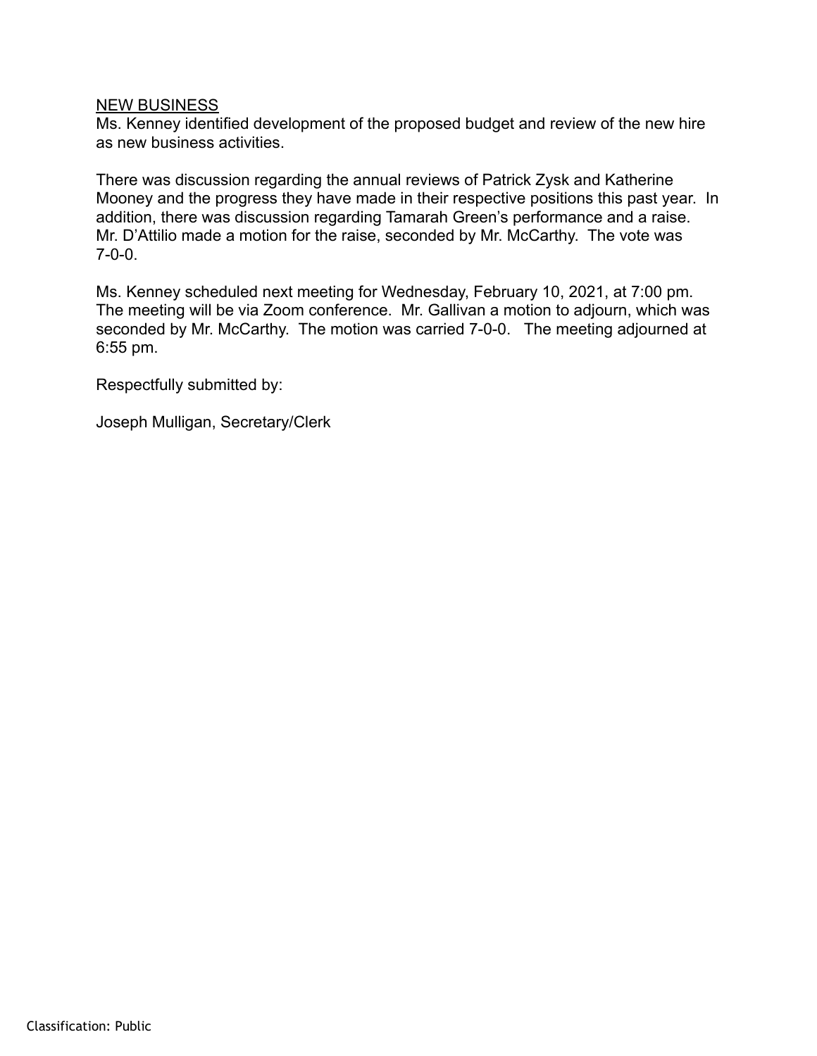NEW BUSINESS

Ms. Kenney identified development of the proposed budget and review of the new hire as new business activities.

There was discussion regarding the annual reviews of Patrick Zysk and Katherine Mooney and the progress they have made in their respective positions this past year. In addition, there was discussion regarding Tamarah Green's performance and a raise. Mr. D'Attilio made a motion for the raise, seconded by Mr. McCarthy. The vote was 7-0-0.

Ms. Kenney scheduled next meeting for Wednesday, February 10, 2021, at 7:00 pm. The meeting will be via Zoom conference. Mr. Gallivan a motion to adjourn, which was seconded by Mr. McCarthy. The motion was carried 7-0-0. The meeting adjourned at 6:55 pm.

Respectfully submitted by:

Joseph Mulligan, Secretary/Clerk

Classification: Public